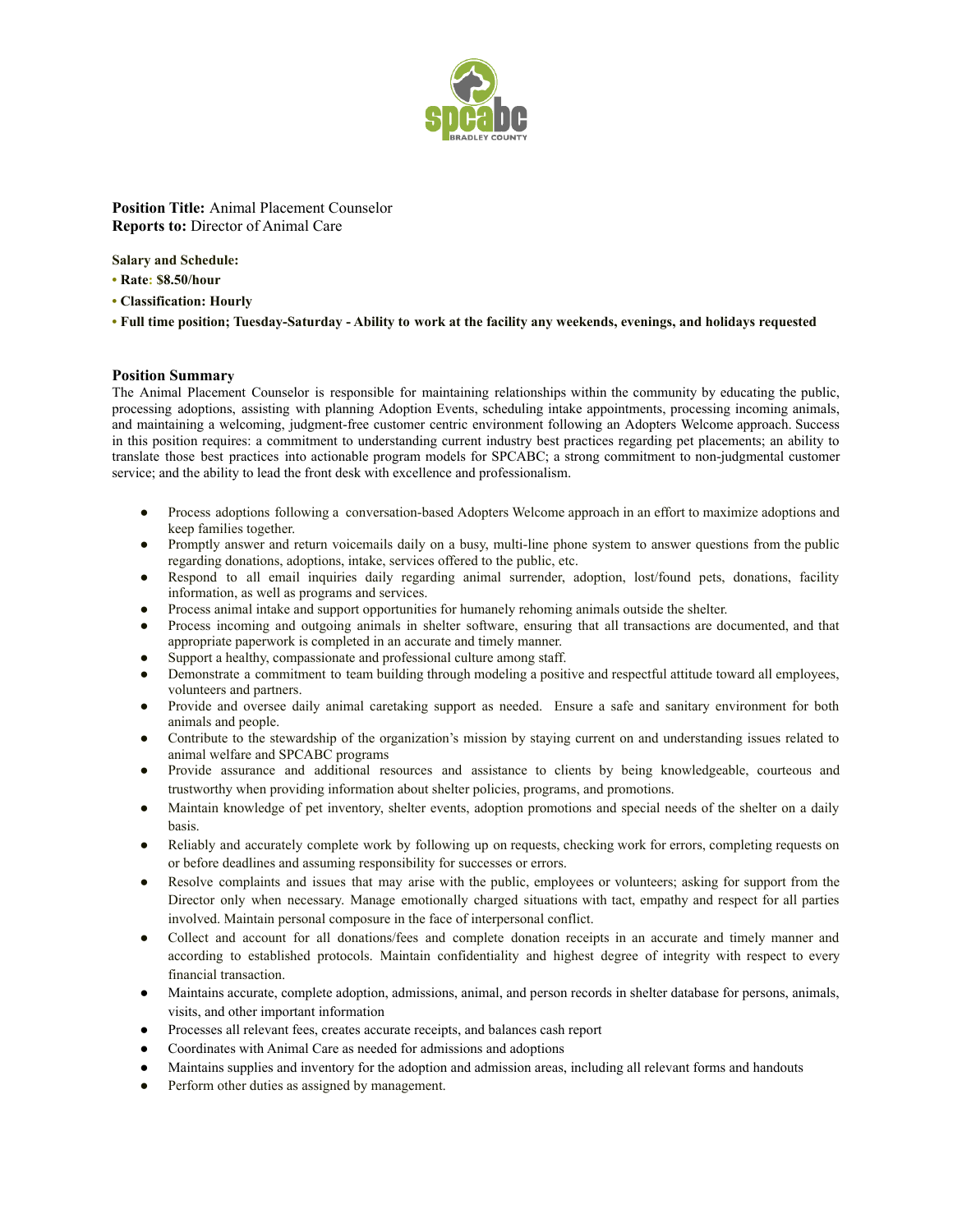**Position Title:** Animal Placement Counselor
**Reports to:** Director of Animal Care

**Salary and Schedule:**

- **Rate: $8.50/hour**
- **Classification: Hourly**
- **Full time position; Tuesday-Saturday - Ability to work at the facility any weekends, evenings, and holidays requested**

## Position Summary

The Animal Placement Counselor is responsible for maintaining relationships within the community by educating the public, processing adoptions, assisting with planning Adoption Events, scheduling intake appointments, processing incoming animals, and maintaining a welcoming, judgment-free customer centric environment following an Adopters Welcome approach. Success in this position requires: a commitment to understanding current industry best practices regarding pet placements; an ability to translate those best practices into actionable program models for SPCABC; a strong commitment to non-judgmental customer service; and the ability to lead the front desk with excellence and professionalism.

- Process adoptions following a conversation-based Adopters Welcome approach in an effort to maximize adoptions and keep families together.
- Promptly answer and return voicemails daily on a busy, multi-line phone system to answer questions from the public regarding donations, adoptions, intake, services offered to the public, etc.
- Respond to all email inquiries daily regarding animal surrender, adoption, lost/found pets, donations, facility information, as well as programs and services.
- Process animal intake and support opportunities for humanely rehoming animals outside the shelter.
- Process incoming and outgoing animals in shelter software, ensuring that all transactions are documented, and that appropriate paperwork is completed in an accurate and timely manner.
- Support a healthy, compassionate and professional culture among staff.
- Demonstrate a commitment to team building through modeling a positive and respectful attitude toward all employees, volunteers and partners.
- Provide and oversee daily animal caretaking support as needed. Ensure a safe and sanitary environment for both animals and people.
- Contribute to the stewardship of the organization's mission by staying current on and understanding issues related to animal welfare and SPCABC programs
- Provide assurance and additional resources and assistance to clients by being knowledgeable, courteous and trustworthy when providing information about shelter policies, programs, and promotions.
- Maintain knowledge of pet inventory, shelter events, adoption promotions and special needs of the shelter on a daily basis.
- Reliably and accurately complete work by following up on requests, checking work for errors, completing requests on or before deadlines and assuming responsibility for successes or errors.
- Resolve complaints and issues that may arise with the public, employees or volunteers; asking for support from the Director only when necessary. Manage emotionally charged situations with tact, empathy and respect for all parties involved. Maintain personal composure in the face of interpersonal conflict.
- Collect and account for all donations/fees and complete donation receipts in an accurate and timely manner and according to established protocols. Maintain confidentiality and highest degree of integrity with respect to every financial transaction.
- Maintains accurate, complete adoption, admissions, animal, and person records in shelter database for persons, animals, visits, and other important information
- Processes all relevant fees, creates accurate receipts, and balances cash report
- Coordinates with Animal Care as needed for admissions and adoptions
- Maintains supplies and inventory for the adoption and admission areas, including all relevant forms and handouts
- Perform other duties as assigned by management.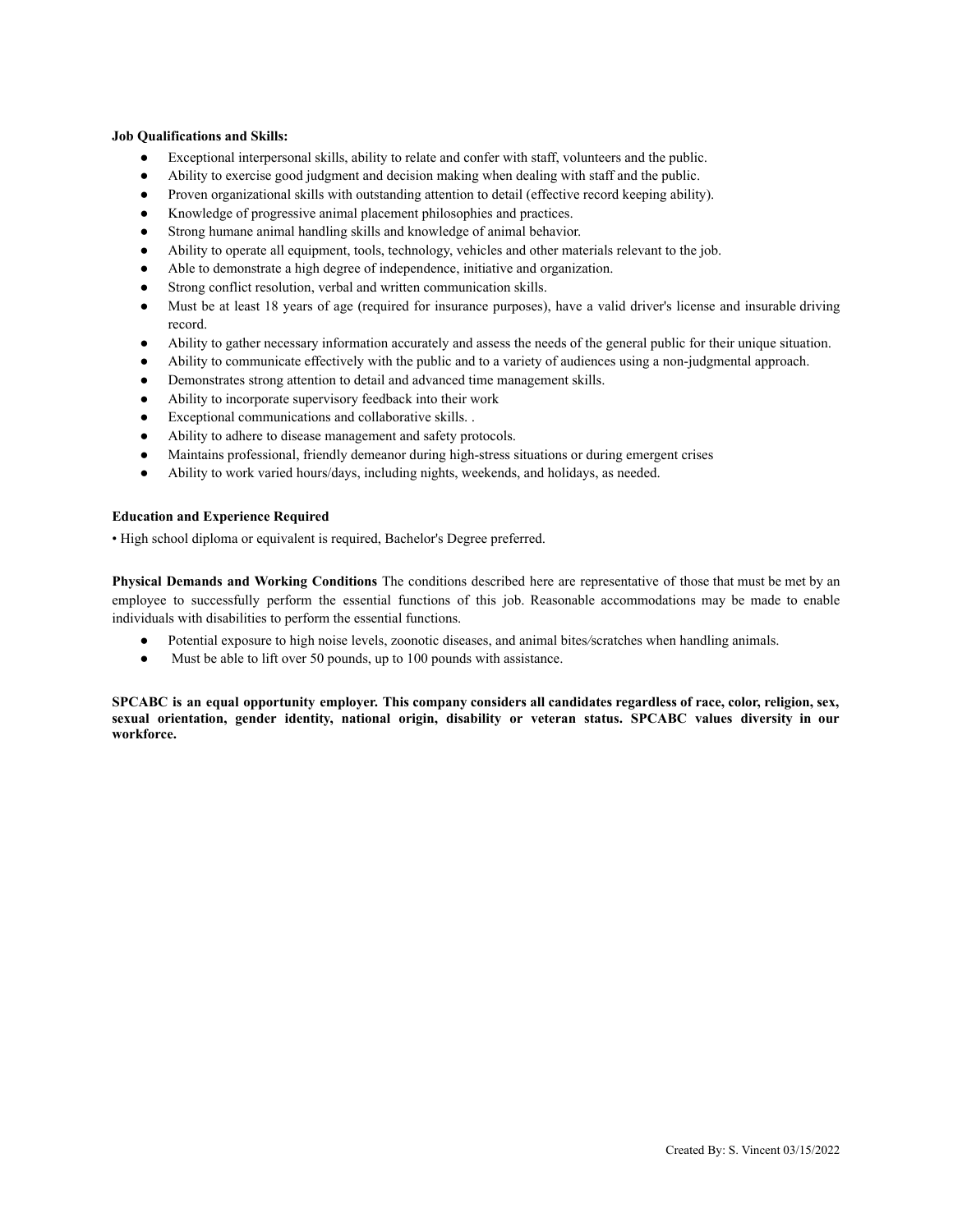**Job Qualifications and Skills:**

- Exceptional interpersonal skills, ability to relate and confer with staff, volunteers and the public.
- Ability to exercise good judgment and decision making when dealing with staff and the public.
- Proven organizational skills with outstanding attention to detail (effective record keeping ability).
- Knowledge of progressive animal placement philosophies and practices.
- Strong humane animal handling skills and knowledge of animal behavior.
- Ability to operate all equipment, tools, technology, vehicles and other materials relevant to the job.
- Able to demonstrate a high degree of independence, initiative and organization.
- Strong conflict resolution, verbal and written communication skills.
- Must be at least 18 years of age (required for insurance purposes), have a valid driver's license and insurable driving record.
- Ability to gather necessary information accurately and assess the needs of the general public for their unique situation.
- Ability to communicate effectively with the public and to a variety of audiences using a non-judgmental approach.
- Demonstrates strong attention to detail and advanced time management skills.
- Ability to incorporate supervisory feedback into their work
- Exceptional communications and collaborative skills. .
- Ability to adhere to disease management and safety protocols.
- Maintains professional, friendly demeanor during high-stress situations or during emergent crises
- Ability to work varied hours/days, including nights, weekends, and holidays, as needed.

**Education and Experience Required**

• High school diploma or equivalent is required, Bachelor's Degree preferred.

**Physical Demands and Working Conditions** The conditions described here are representative of those that must be met by an employee to successfully perform the essential functions of this job. Reasonable accommodations may be made to enable individuals with disabilities to perform the essential functions.

- Potential exposure to high noise levels, zoonotic diseases, and animal bites/scratches when handling animals.
- Must be able to lift over 50 pounds, up to 100 pounds with assistance.

**SPCABC is an equal opportunity employer. This company considers all candidates regardless of race, color, religion, sex, sexual orientation, gender identity, national origin, disability or veteran status. SPCABC values diversity in our workforce.**

Created By: S. Vincent 03/15/2022